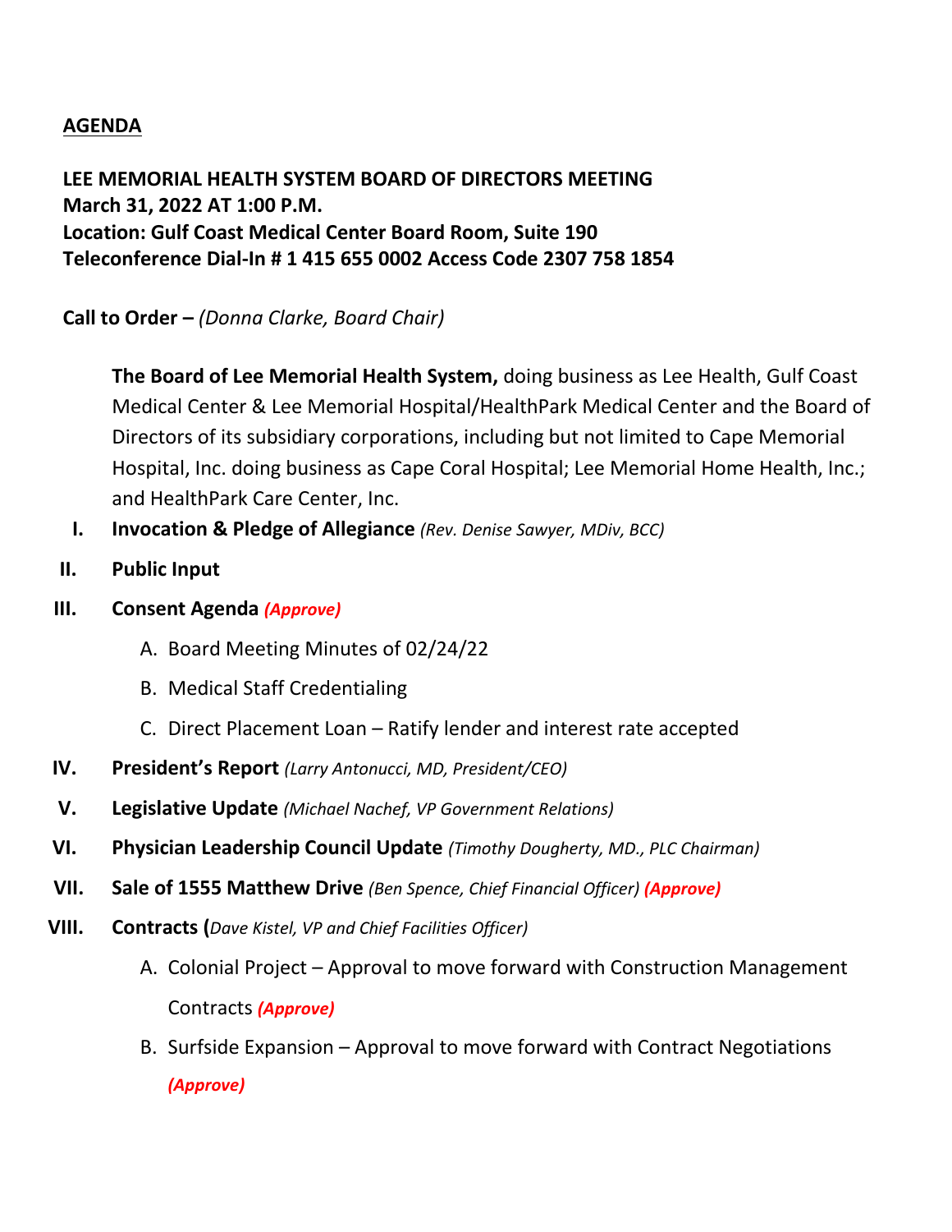**AGENDA**

**LEE MEMORIAL HEALTH SYSTEM BOARD OF DIRECTORS MEETING**
**March 31, 2022 AT 1:00 P.M.**
**Location: Gulf Coast Medical Center Board Room, Suite 190**
**Teleconference Dial-In # 1 415 655 0002 Access Code 2307 758 1854**

**Call to Order –** *(Donna Clarke, Board Chair)*

**The Board of Lee Memorial Health System,** doing business as Lee Health, Gulf Coast Medical Center & Lee Memorial Hospital/HealthPark Medical Center and the Board of Directors of its subsidiary corporations, including but not limited to Cape Memorial Hospital, Inc. doing business as Cape Coral Hospital; Lee Memorial Home Health, Inc.; and HealthPark Care Center, Inc.

I. **Invocation & Pledge of Allegiance** *(Rev. Denise Sawyer, MDiv, BCC)*

II. **Public Input**

III. **Consent Agenda** ***(Approve)***

   A. Board Meeting Minutes of 02/24/22

   B. Medical Staff Credentialing

   C. Direct Placement Loan – Ratify lender and interest rate accepted

IV. **President's Report** *(Larry Antonucci, MD, President/CEO)*

V. **Legislative Update** *(Michael Nachef, VP Government Relations)*

VI. **Physician Leadership Council Update** *(Timothy Dougherty, MD., PLC Chairman)*

VII. **Sale of 1555 Matthew Drive** *(Ben Spence, Chief Financial Officer)* ***(Approve)***

VIII. **Contracts (***Dave Kistel, VP and Chief Facilities Officer)*

   A. Colonial Project – Approval to move forward with Construction Management Contracts ***(Approve)***

   B. Surfside Expansion – Approval to move forward with Contract Negotiations ***(Approve)***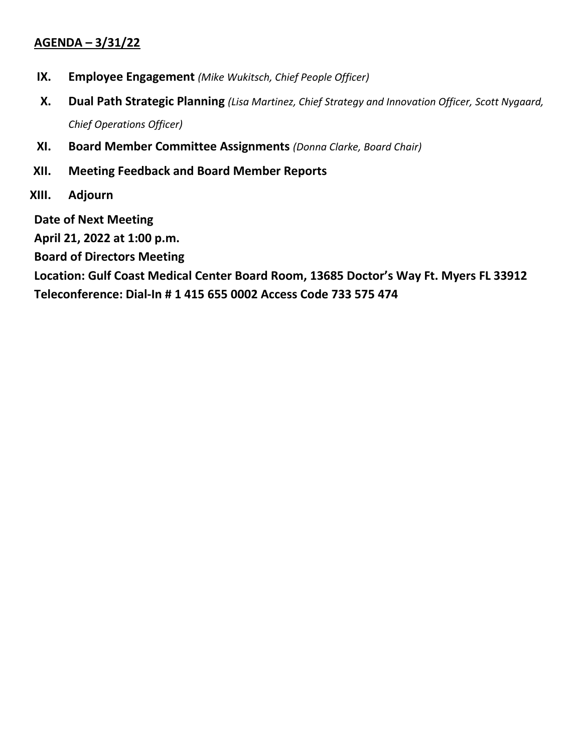## AGENDA – 3/31/22

IX. **Employee Engagement** *(Mike Wukitsch, Chief People Officer)*

X. **Dual Path Strategic Planning** *(Lisa Martinez, Chief Strategy and Innovation Officer, Scott Nygaard, Chief Operations Officer)*

XI. **Board Member Committee Assignments** *(Donna Clarke, Board Chair)*

XII. **Meeting Feedback and Board Member Reports**

XIII. **Adjourn**

**Date of Next Meeting**

**April 21, 2022 at 1:00 p.m.**

**Board of Directors Meeting**

**Location: Gulf Coast Medical Center Board Room, 13685 Doctor's Way Ft. Myers FL 33912**

**Teleconference: Dial-In # 1 415 655 0002 Access Code 733 575 474**